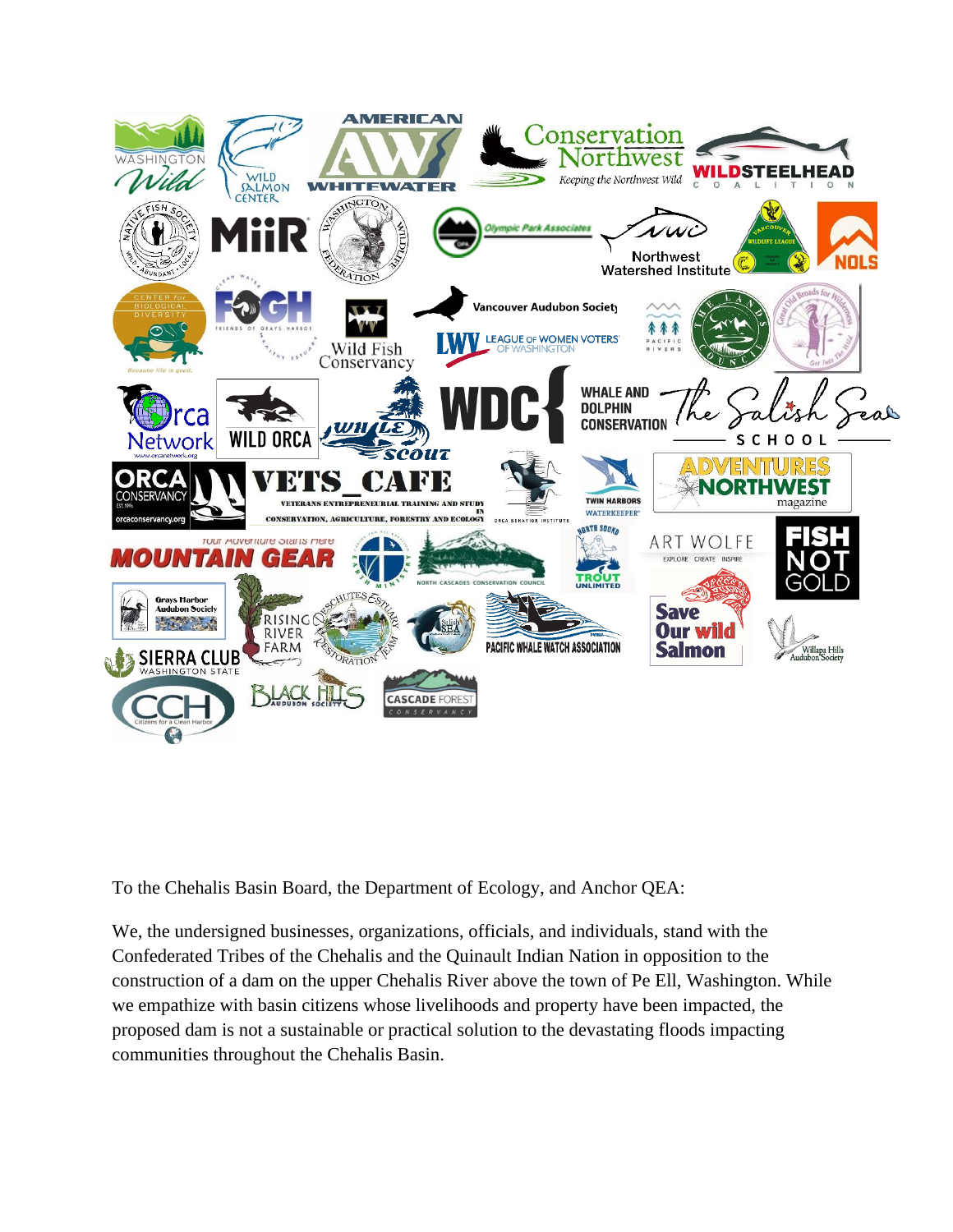To the Chehalis Basin Board, the Department of Ecology, and Anchor QEA:

We, the undersigned businesses, organizations, officials, and individuals, stand with the Confederated Tribes of the Chehalis and the Quinault Indian Nation in opposition to the construction of a dam on the upper Chehalis River above the town of Pe Ell, Washington. While we empathize with basin citizens whose livelihoods and property have been impacted, the proposed dam is not a sustainable or practical solution to the devastating floods impacting communities throughout the Chehalis Basin.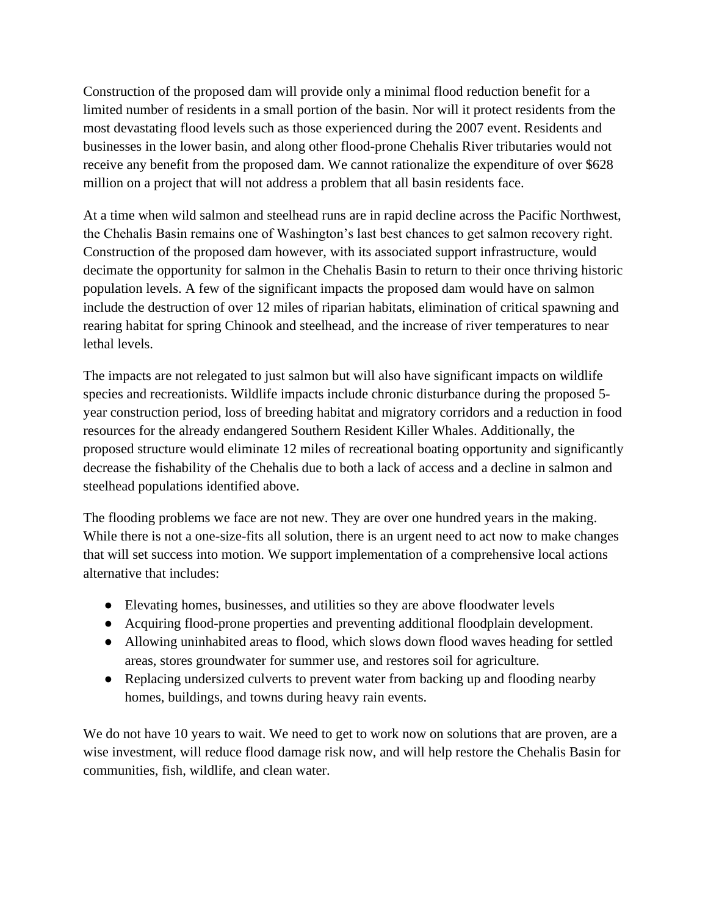Construction of the proposed dam will provide only a minimal flood reduction benefit for a limited number of residents in a small portion of the basin. Nor will it protect residents from the most devastating flood levels such as those experienced during the 2007 event. Residents and businesses in the lower basin, and along other flood-prone Chehalis River tributaries would not receive any benefit from the proposed dam. We cannot rationalize the expenditure of over $628 million on a project that will not address a problem that all basin residents face.

At a time when wild salmon and steelhead runs are in rapid decline across the Pacific Northwest, the Chehalis Basin remains one of Washington's last best chances to get salmon recovery right. Construction of the proposed dam however, with its associated support infrastructure, would decimate the opportunity for salmon in the Chehalis Basin to return to their once thriving historic population levels. A few of the significant impacts the proposed dam would have on salmon include the destruction of over 12 miles of riparian habitats, elimination of critical spawning and rearing habitat for spring Chinook and steelhead, and the increase of river temperatures to near lethal levels.

The impacts are not relegated to just salmon but will also have significant impacts on wildlife species and recreationists. Wildlife impacts include chronic disturbance during the proposed 5-year construction period, loss of breeding habitat and migratory corridors and a reduction in food resources for the already endangered Southern Resident Killer Whales. Additionally, the proposed structure would eliminate 12 miles of recreational boating opportunity and significantly decrease the fishability of the Chehalis due to both a lack of access and a decline in salmon and steelhead populations identified above.

The flooding problems we face are not new. They are over one hundred years in the making. While there is not a one-size-fits all solution, there is an urgent need to act now to make changes that will set success into motion. We support implementation of a comprehensive local actions alternative that includes:

- Elevating homes, businesses, and utilities so they are above floodwater levels
- Acquiring flood-prone properties and preventing additional floodplain development.
- Allowing uninhabited areas to flood, which slows down flood waves heading for settled areas, stores groundwater for summer use, and restores soil for agriculture.
- Replacing undersized culverts to prevent water from backing up and flooding nearby homes, buildings, and towns during heavy rain events.

We do not have 10 years to wait. We need to get to work now on solutions that are proven, are a wise investment, will reduce flood damage risk now, and will help restore the Chehalis Basin for communities, fish, wildlife, and clean water.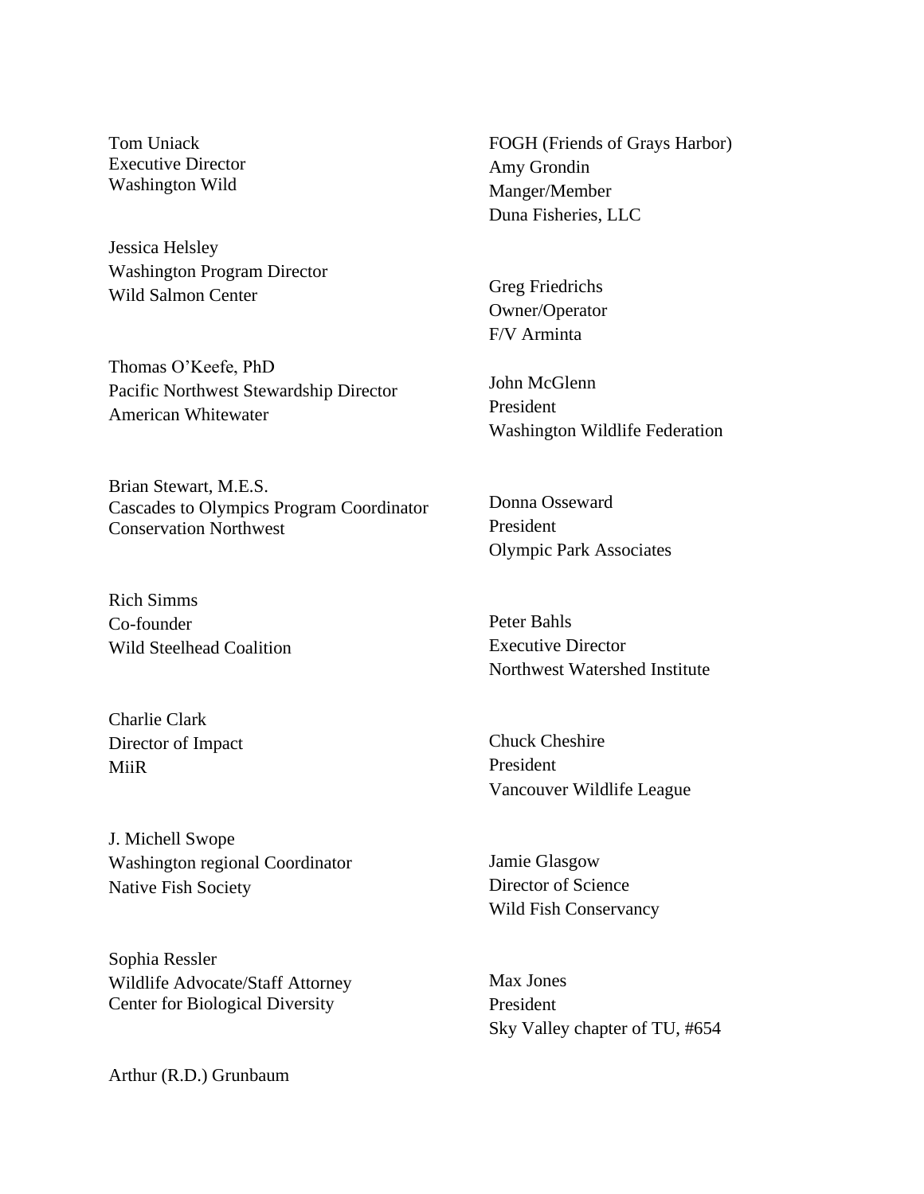Tom Uniack
Executive Director
Washington Wild

Jessica Helsley
Washington Program Director
Wild Salmon Center

Thomas O'Keefe, PhD
Pacific Northwest Stewardship Director
American Whitewater

Brian Stewart, M.E.S.
Cascades to Olympics Program Coordinator
Conservation Northwest

Rich Simms
Co-founder
Wild Steelhead Coalition

Charlie Clark
Director of Impact
MiiR

J. Michell Swope
Washington regional Coordinator
Native Fish Society

Sophia Ressler
Wildlife Advocate/Staff Attorney
Center for Biological Diversity

Arthur (R.D.) Grunbaum

FOGH (Friends of Grays Harbor)
Amy Grondin
Manger/Member
Duna Fisheries, LLC

Greg Friedrichs
Owner/Operator
F/V Arminta

John McGlenn
President
Washington Wildlife Federation

Donna Osseward
President
Olympic Park Associates

Peter Bahls
Executive Director
Northwest Watershed Institute

Chuck Cheshire
President
Vancouver Wildlife League

Jamie Glasgow
Director of Science
Wild Fish Conservancy

Max Jones
President
Sky Valley chapter of TU, #654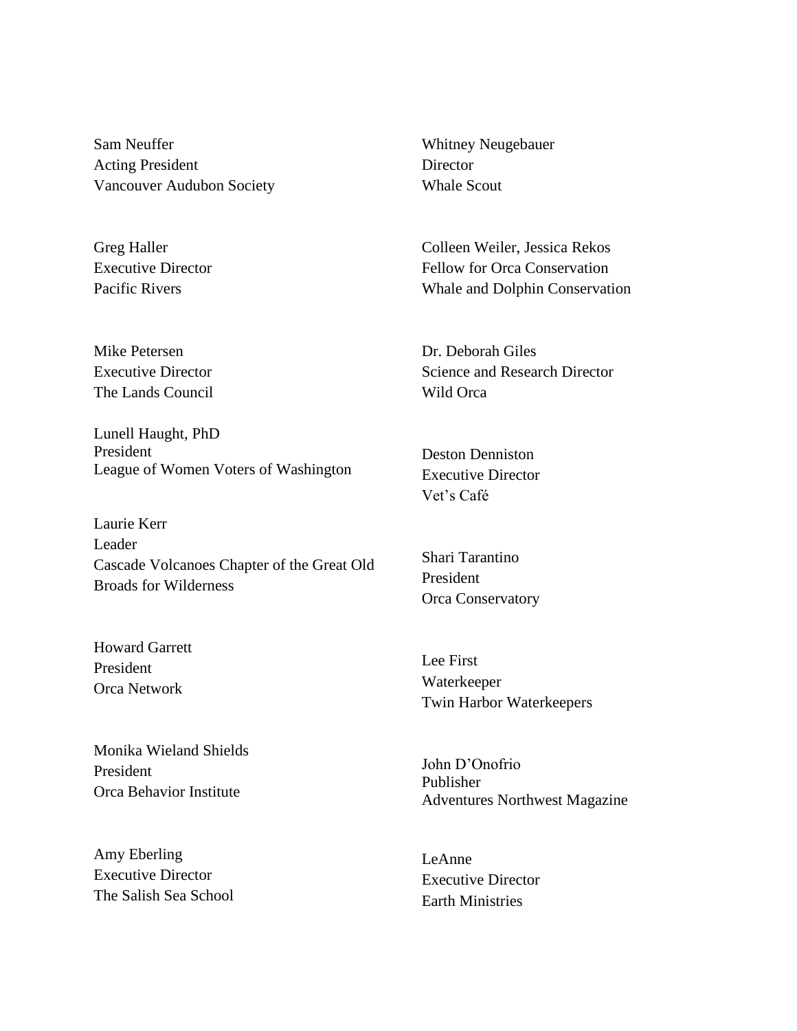Sam Neuffer
Acting President
Vancouver Audubon Society

Greg Haller
Executive Director
Pacific Rivers

Mike Petersen
Executive Director
The Lands Council

Lunell Haught, PhD
President
League of Women Voters of Washington

Laurie Kerr
Leader
Cascade Volcanoes Chapter of the Great Old Broads for Wilderness

Howard Garrett
President
Orca Network

Monika Wieland Shields
President
Orca Behavior Institute

Amy Eberling
Executive Director
The Salish Sea School

Whitney Neugebauer
Director
Whale Scout

Colleen Weiler, Jessica Rekos
Fellow for Orca Conservation
Whale and Dolphin Conservation

Dr. Deborah Giles
Science and Research Director
Wild Orca

Deston Denniston
Executive Director
Vet's Café

Shari Tarantino
President
Orca Conservatory

Lee First
Waterkeeper
Twin Harbor Waterkeepers

John D'Onofrio
Publisher
Adventures Northwest Magazine

LeAnne
Executive Director
Earth Ministries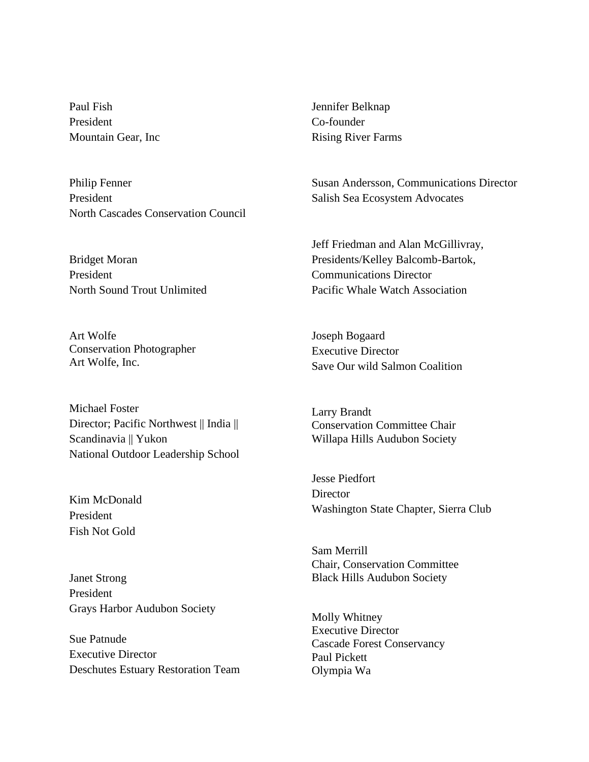Paul Fish  
President  
Mountain Gear, Inc

Philip Fenner  
President  
North Cascades Conservation Council

Bridget Moran  
President  
North Sound Trout Unlimited

Art Wolfe  
Conservation Photographer  
Art Wolfe, Inc.

Michael Foster  
Director; Pacific Northwest || India ||  
Scandinavia || Yukon  
National Outdoor Leadership School

Kim McDonald  
President  
Fish Not Gold

Janet Strong  
President  
Grays Harbor Audubon Society

Sue Patnude  
Executive Director  
Deschutes Estuary Restoration Team

Jennifer Belknap  
Co-founder  
Rising River Farms

Susan Andersson, Communications Director  
Salish Sea Ecosystem Advocates

Jeff Friedman and Alan McGillivray,  
Presidents/Kelley Balcomb-Bartok,  
Communications Director  
Pacific Whale Watch Association

Joseph Bogaard  
Executive Director  
Save Our wild Salmon Coalition

Larry Brandt  
Conservation Committee Chair  
Willapa Hills Audubon Society

Jesse Piedfort  
Director  
Washington State Chapter, Sierra Club

Sam Merrill  
Chair, Conservation Committee  
Black Hills Audubon Society

Molly Whitney  
Executive Director  
Cascade Forest Conservancy

Paul Pickett  
Olympia Wa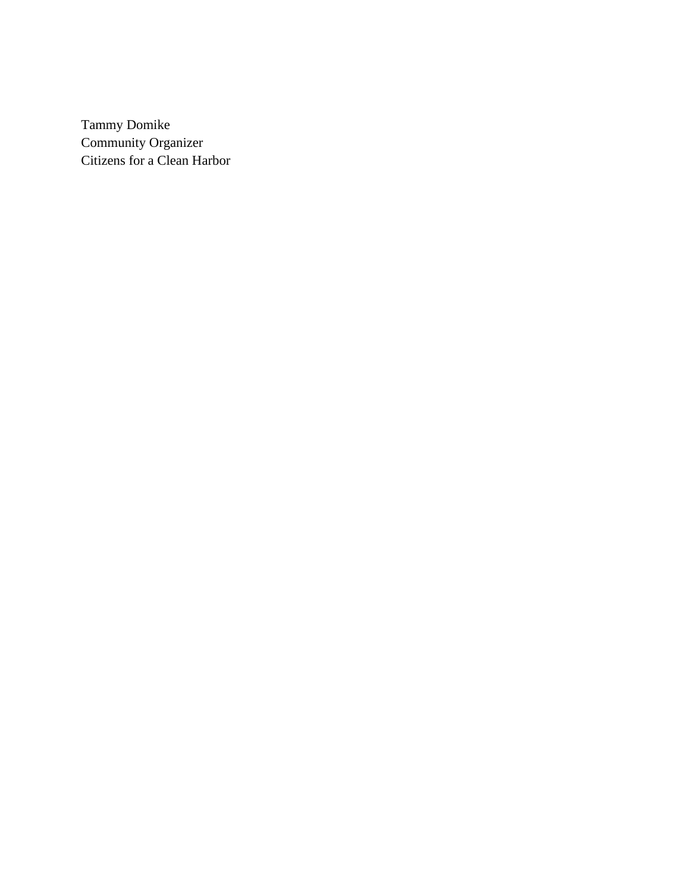Tammy Domike
Community Organizer
Citizens for a Clean Harbor